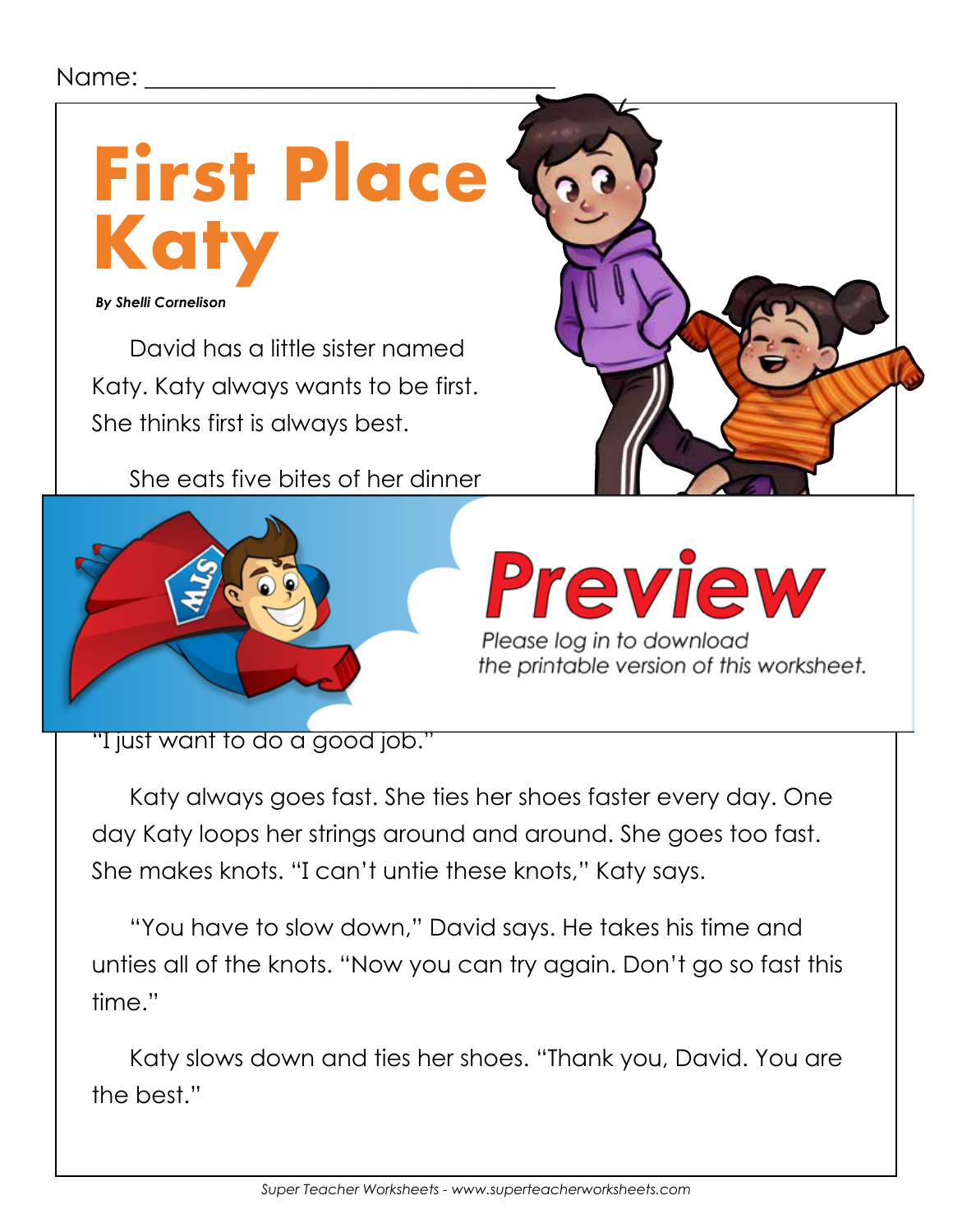Name: ___________________________________

# First Place Katy

***By Shelli Cornelison***

David has a little sister named Katy. Katy always wants to be first. She thinks first is always best.

She eats five bites of her dinner

"I just want to do a good job."

Katy always goes fast. She ties her shoes faster every day. One day Katy loops her strings around and around. She goes too fast. She makes knots. "I can't untie these knots," Katy says.

"You have to slow down," David says. He takes his time and unties all of the knots. "Now you can try again. Don't go so fast this time."

Katy slows down and ties her shoes. "Thank you, David. You are the best."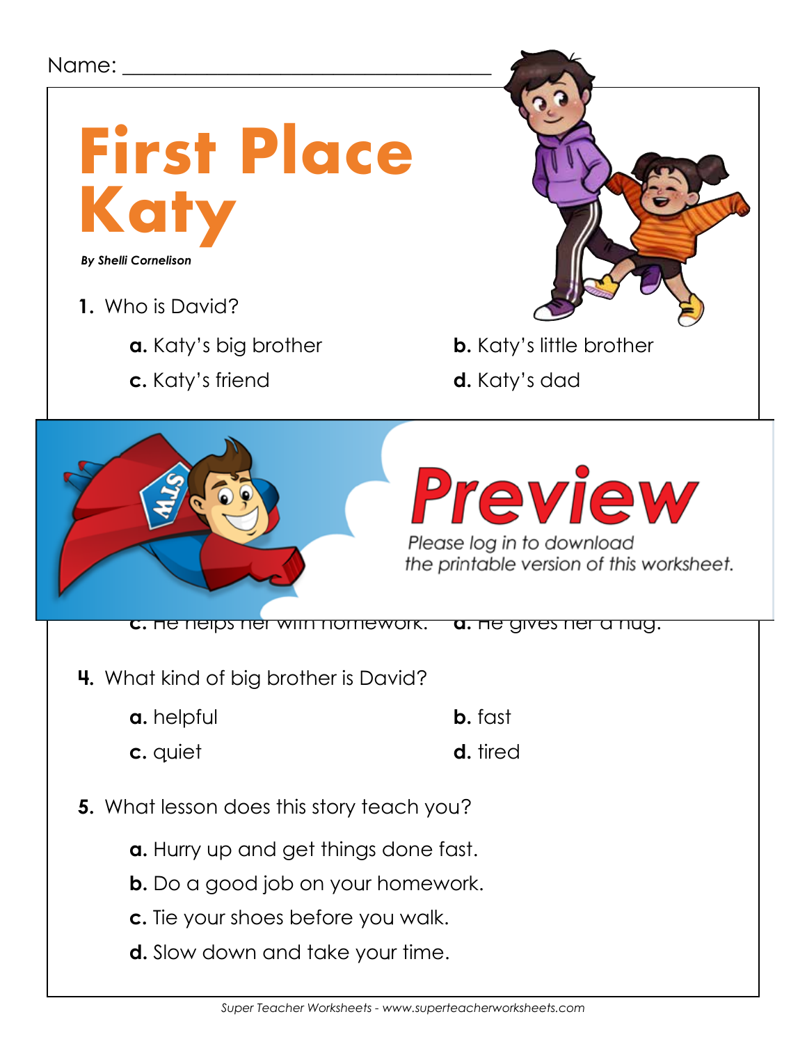Name: ___________________________________

# First Place Katy

***By Shelli Cornelison***

1. Who is David?

   **a.** Katy's big brother  
   **b.** Katy's little brother  
   **c.** Katy's friend  
   **d.** Katy's dad

**Preview**

*Please log in to download the printable version of this worksheet.*

   **c.** He helps her with homework.  
   **d.** He gives her a hug.

4. What kind of big brother is David?

   **a.** helpful  
   **b.** fast  
   **c.** quiet  
   **d.** tired

5. What lesson does this story teach you?

   **a.** Hurry up and get things done fast.  
   **b.** Do a good job on your homework.  
   **c.** Tie your shoes before you walk.  
   **d.** Slow down and take your time.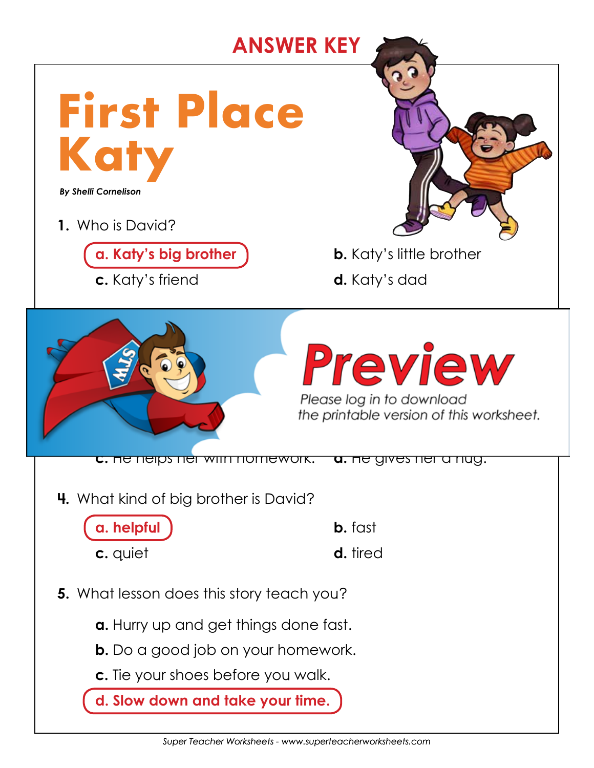ANSWER KEY

# First Place Katy

*By Shelli Cornelison*

1. Who is David?

   **a. Katy's big brother** &nbsp;&nbsp; **b.** Katy's little brother

   **c.** Katy's friend &nbsp;&nbsp; **d.** Katy's dad

Preview

*Please log in to download the printable version of this worksheet.*

   **c.** He helps her with homework. &nbsp;&nbsp; **d.** He gives her a hug.

4. What kind of big brother is David?

   **a. helpful** &nbsp;&nbsp; **b.** fast

   **c.** quiet &nbsp;&nbsp; **d.** tired

5. What lesson does this story teach you?

   **a.** Hurry up and get things done fast.

   **b.** Do a good job on your homework.

   **c.** Tie your shoes before you walk.

   **d. Slow down and take your time.**